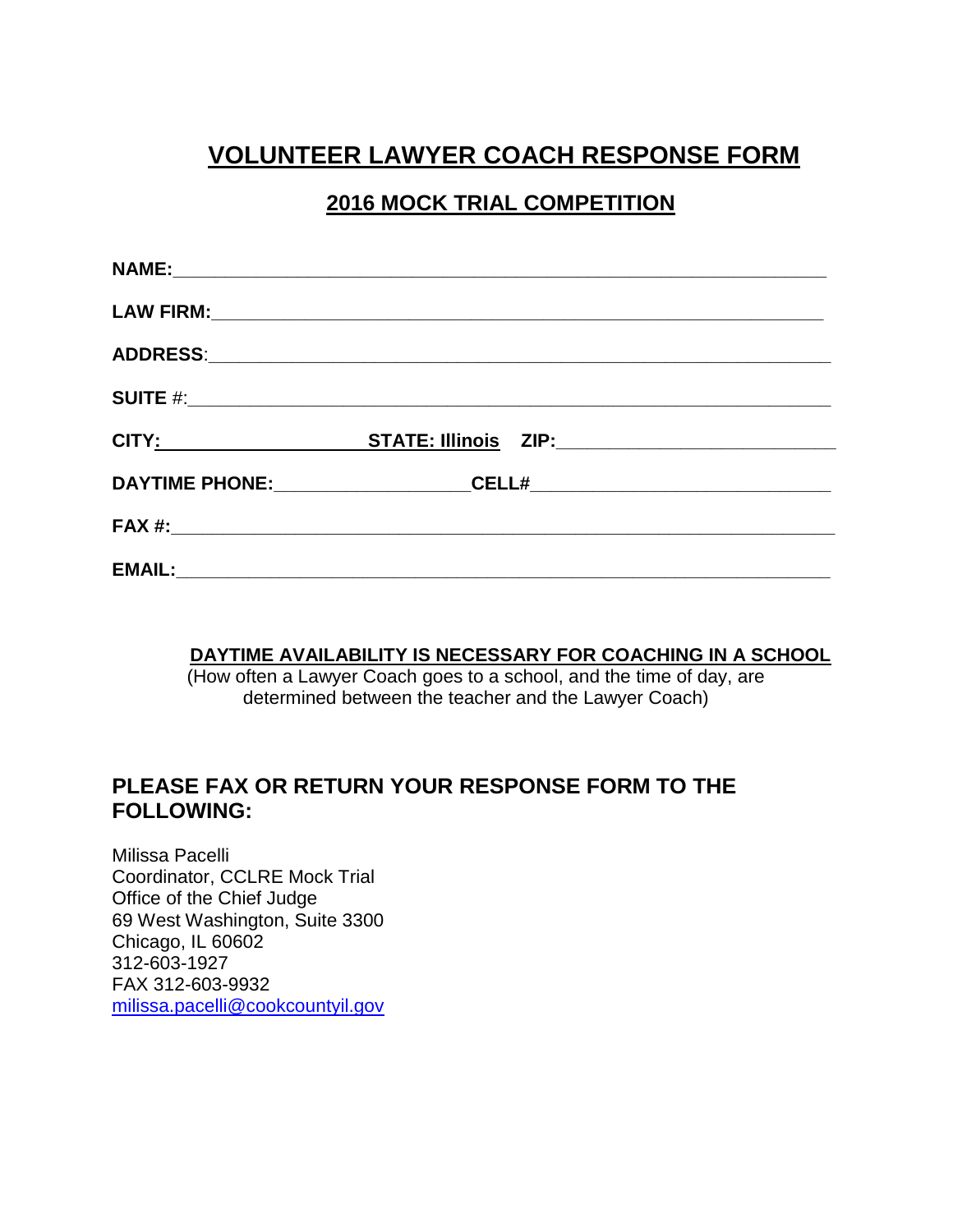# VOLUNTEER LAWYER COACH RESPONSE FORM

## 2016 MOCK TRIAL COMPETITION

**NAME:**_______________________________________________________________

**LAW FIRM:**___________________________________________________________

**ADDRESS**:____________________________________________________________

**SUITE** #:____________________________________________________________

**CITY:**___________________ **STATE: Illinois** **ZIP:**__________________________

**DAYTIME PHONE:**___________________**CELL#**____________________________

**FAX #:**______________________________________________________________

**EMAIL:**______________________________________________________________

**DAYTIME AVAILABILITY IS NECESSARY FOR COACHING IN A SCHOOL**

(How often a Lawyer Coach goes to a school, and the time of day, are determined between the teacher and the Lawyer Coach)

### PLEASE FAX OR RETURN YOUR RESPONSE FORM TO THE FOLLOWING:

Milissa Pacelli
Coordinator, CCLRE Mock Trial
Office of the Chief Judge
69 West Washington, Suite 3300
Chicago, IL 60602
312-603-1927
FAX 312-603-9932
milissa.pacelli@cookcountyil.gov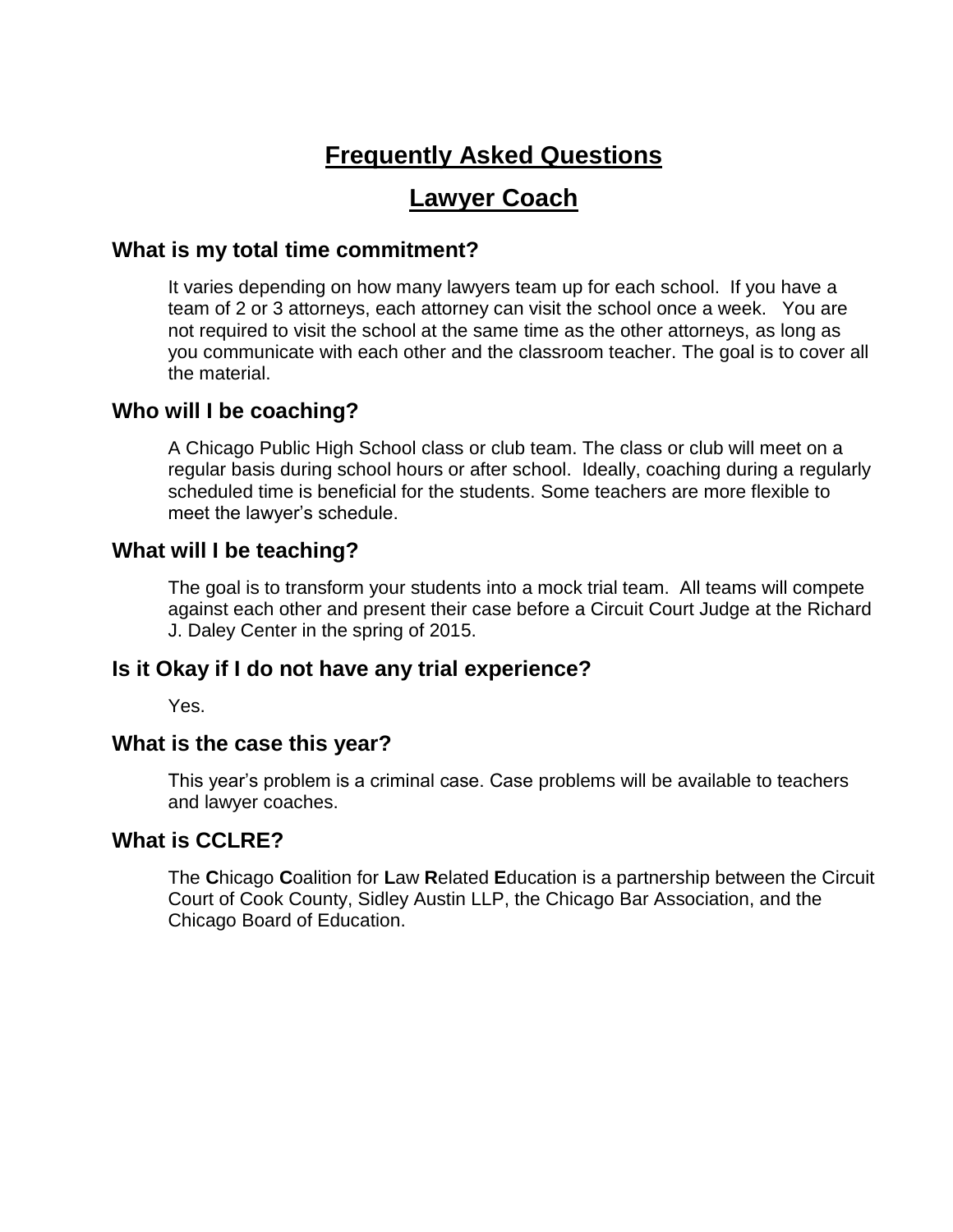# Frequently Asked Questions

# Lawyer Coach

### What is my total time commitment?

It varies depending on how many lawyers team up for each school. If you have a team of 2 or 3 attorneys, each attorney can visit the school once a week. You are not required to visit the school at the same time as the other attorneys, as long as you communicate with each other and the classroom teacher. The goal is to cover all the material.

### Who will I be coaching?

A Chicago Public High School class or club team. The class or club will meet on a regular basis during school hours or after school. Ideally, coaching during a regularly scheduled time is beneficial for the students. Some teachers are more flexible to meet the lawyer's schedule.

### What will I be teaching?

The goal is to transform your students into a mock trial team. All teams will compete against each other and present their case before a Circuit Court Judge at the Richard J. Daley Center in the spring of 2015.

### Is it Okay if I do not have any trial experience?

Yes.

### What is the case this year?

This year's problem is a criminal case. Case problems will be available to teachers and lawyer coaches.

### What is CCLRE?

The **C**hicago **C**oalition for **L**aw **R**elated **E**ducation is a partnership between the Circuit Court of Cook County, Sidley Austin LLP, the Chicago Bar Association, and the Chicago Board of Education.